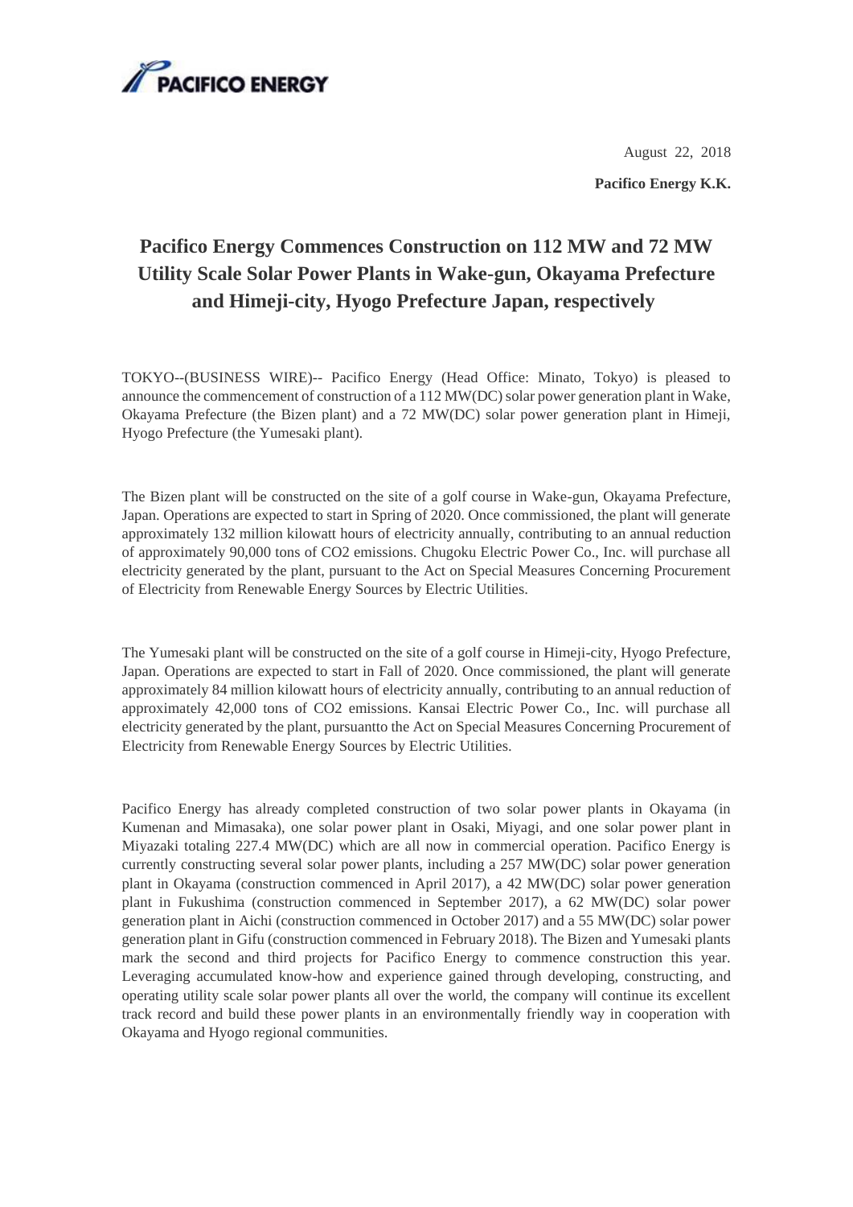PACIFICO ENERGY

August 22, 2018

**Pacifico Energy K.K.**

# Pacifico Energy Commences Construction on 112 MW and 72 MW Utility Scale Solar Power Plants in Wake-gun, Okayama Prefecture and Himeji-city, Hyogo Prefecture Japan, respectively

TOKYO--(BUSINESS WIRE)-- Pacifico Energy (Head Office: Minato, Tokyo) is pleased to announce the commencement of construction of a 112 MW(DC) solar power generation plant in Wake, Okayama Prefecture (the Bizen plant) and a 72 MW(DC) solar power generation plant in Himeji, Hyogo Prefecture (the Yumesaki plant).

The Bizen plant will be constructed on the site of a golf course in Wake-gun, Okayama Prefecture, Japan. Operations are expected to start in Spring of 2020. Once commissioned, the plant will generate approximately 132 million kilowatt hours of electricity annually, contributing to an annual reduction of approximately 90,000 tons of CO2 emissions. Chugoku Electric Power Co., Inc. will purchase all electricity generated by the plant, pursuant to the Act on Special Measures Concerning Procurement of Electricity from Renewable Energy Sources by Electric Utilities.

The Yumesaki plant will be constructed on the site of a golf course in Himeji-city, Hyogo Prefecture, Japan. Operations are expected to start in Fall of 2020. Once commissioned, the plant will generate approximately 84 million kilowatt hours of electricity annually, contributing to an annual reduction of approximately 42,000 tons of CO2 emissions. Kansai Electric Power Co., Inc. will purchase all electricity generated by the plant, pursuantto the Act on Special Measures Concerning Procurement of Electricity from Renewable Energy Sources by Electric Utilities.

Pacifico Energy has already completed construction of two solar power plants in Okayama (in Kumenan and Mimasaka), one solar power plant in Osaki, Miyagi, and one solar power plant in Miyazaki totaling 227.4 MW(DC) which are all now in commercial operation. Pacifico Energy is currently constructing several solar power plants, including a 257 MW(DC) solar power generation plant in Okayama (construction commenced in April 2017), a 42 MW(DC) solar power generation plant in Fukushima (construction commenced in September 2017), a 62 MW(DC) solar power generation plant in Aichi (construction commenced in October 2017) and a 55 MW(DC) solar power generation plant in Gifu (construction commenced in February 2018). The Bizen and Yumesaki plants mark the second and third projects for Pacifico Energy to commence construction this year. Leveraging accumulated know-how and experience gained through developing, constructing, and operating utility scale solar power plants all over the world, the company will continue its excellent track record and build these power plants in an environmentally friendly way in cooperation with Okayama and Hyogo regional communities.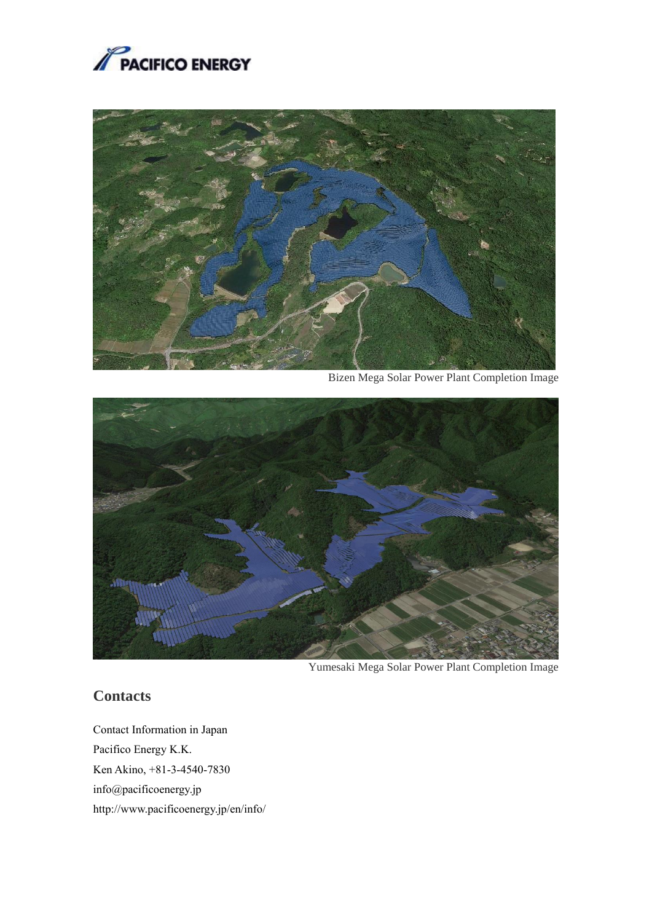Bizen Mega Solar Power Plant Completion Image

Yumesaki Mega Solar Power Plant Completion Image

## Contacts

Contact Information in Japan
Pacifico Energy K.K.
Ken Akino, +81-3-4540-7830
info@pacificoenergy.jp
http://www.pacificoenergy.jp/en/info/